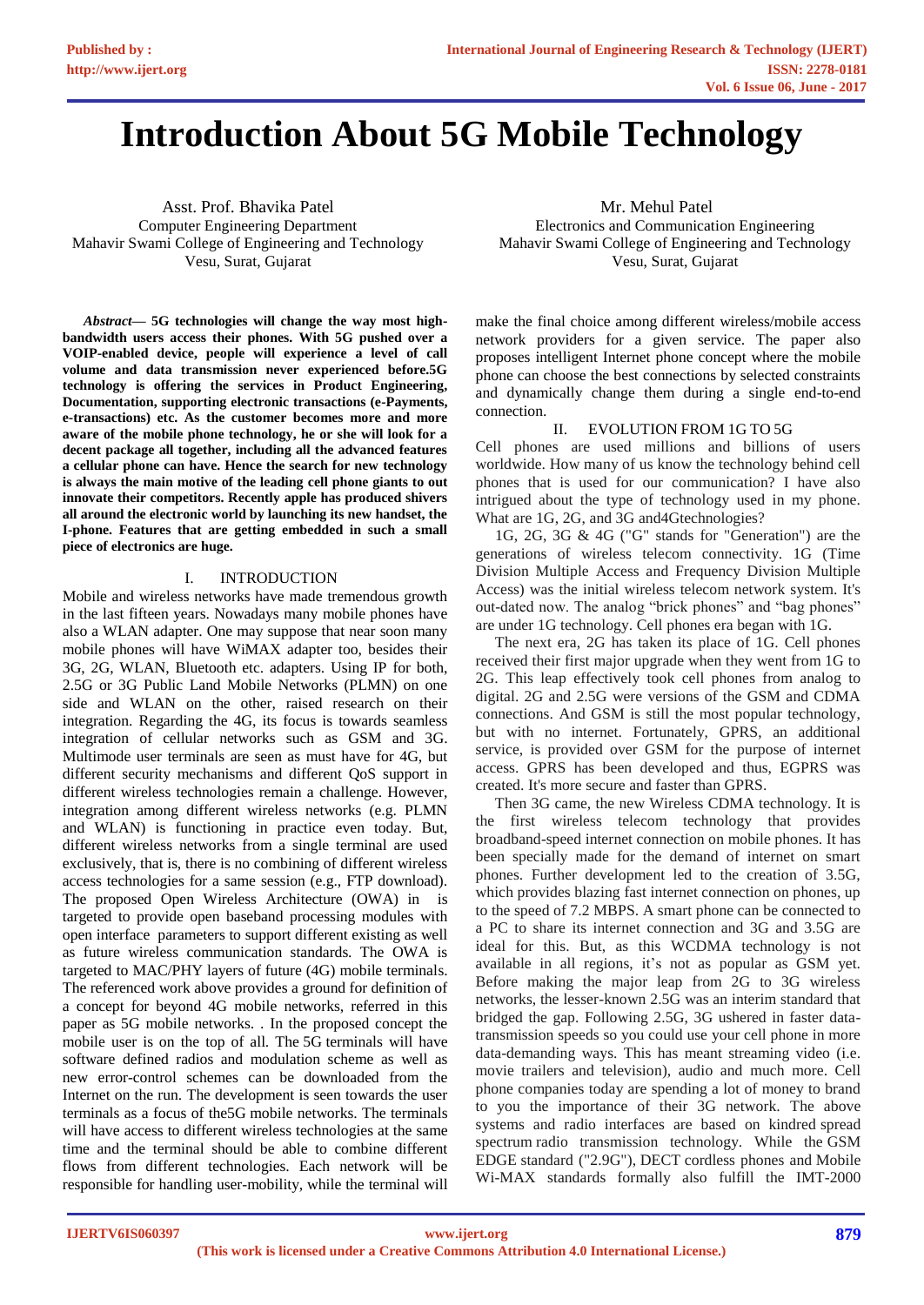# Introduction About 5G Mobile Technology

Asst. Prof. Bhavika Patel
Computer Engineering Department
Mahavir Swami College of Engineering and Technology
Vesu, Surat, Gujarat

Mr. Mehul Patel
Electronics and Communication Engineering
Mahavir Swami College of Engineering and Technology
Vesu, Surat, Gujarat

***Abstract*— 5G technologies will change the way most high-bandwidth users access their phones. With 5G pushed over a VOIP-enabled device, people will experience a level of call volume and data transmission never experienced before.5G technology is offering the services in Product Engineering, Documentation, supporting electronic transactions (e-Payments, e-transactions) etc. As the customer becomes more and more aware of the mobile phone technology, he or she will look for a decent package all together, including all the advanced features a cellular phone can have. Hence the search for new technology is always the main motive of the leading cell phone giants to out innovate their competitors. Recently apple has produced shivers all around the electronic world by launching its new handset, the I-phone. Features that are getting embedded in such a small piece of electronics are huge.**

## I. INTRODUCTION

Mobile and wireless networks have made tremendous growth in the last fifteen years. Nowadays many mobile phones have also a WLAN adapter. One may suppose that near soon many mobile phones will have WiMAX adapter too, besides their 3G, 2G, WLAN, Bluetooth etc. adapters. Using IP for both, 2.5G or 3G Public Land Mobile Networks (PLMN) on one side and WLAN on the other, raised research on their integration. Regarding the 4G, its focus is towards seamless integration of cellular networks such as GSM and 3G. Multimode user terminals are seen as must have for 4G, but different security mechanisms and different QoS support in different wireless technologies remain a challenge. However, integration among different wireless networks (e.g. PLMN and WLAN) is functioning in practice even today. But, different wireless networks from a single terminal are used exclusively, that is, there is no combining of different wireless access technologies for a same session (e.g., FTP download). The proposed Open Wireless Architecture (OWA) in is targeted to provide open baseband processing modules with open interface parameters to support different existing as well as future wireless communication standards. The OWA is targeted to MAC/PHY layers of future (4G) mobile terminals. The referenced work above provides a ground for definition of a concept for beyond 4G mobile networks, referred in this paper as 5G mobile networks. . In the proposed concept the mobile user is on the top of all. The 5G terminals will have software defined radios and modulation scheme as well as new error-control schemes can be downloaded from the Internet on the run. The development is seen towards the user terminals as a focus of the5G mobile networks. The terminals will have access to different wireless technologies at the same time and the terminal should be able to combine different flows from different technologies. Each network will be responsible for handling user-mobility, while the terminal will make the final choice among different wireless/mobile access network providers for a given service. The paper also proposes intelligent Internet phone concept where the mobile phone can choose the best connections by selected constraints and dynamically change them during a single end-to-end connection.

## II. EVOLUTION FROM 1G TO 5G

Cell phones are used millions and billions of users worldwide. How many of us know the technology behind cell phones that is used for our communication? I have also intrigued about the type of technology used in my phone. What are 1G, 2G, and 3G and4Gtechnologies?

1G, 2G, 3G & 4G ("G" stands for "Generation") are the generations of wireless telecom connectivity. 1G (Time Division Multiple Access and Frequency Division Multiple Access) was the initial wireless telecom network system. It's out-dated now. The analog "brick phones" and "bag phones" are under 1G technology. Cell phones era began with 1G.

The next era, 2G has taken its place of 1G. Cell phones received their first major upgrade when they went from 1G to 2G. This leap effectively took cell phones from analog to digital. 2G and 2.5G were versions of the GSM and CDMA connections. And GSM is still the most popular technology, but with no internet. Fortunately, GPRS, an additional service, is provided over GSM for the purpose of internet access. GPRS has been developed and thus, EGPRS was created. It's more secure and faster than GPRS.

Then 3G came, the new Wireless CDMA technology. It is the first wireless telecom technology that provides broadband-speed internet connection on mobile phones. It has been specially made for the demand of internet on smart phones. Further development led to the creation of 3.5G, which provides blazing fast internet connection on phones, up to the speed of 7.2 MBPS. A smart phone can be connected to a PC to share its internet connection and 3G and 3.5G are ideal for this. But, as this WCDMA technology is not available in all regions, it's not as popular as GSM yet. Before making the major leap from 2G to 3G wireless networks, the lesser-known 2.5G was an interim standard that bridged the gap. Following 2.5G, 3G ushered in faster data-transmission speeds so you could use your cell phone in more data-demanding ways. This has meant streaming video (i.e. movie trailers and television), audio and much more. Cell phone companies today are spending a lot of money to brand to you the importance of their 3G network. The above systems and radio interfaces are based on kindred spread spectrum radio transmission technology. While the GSM EDGE standard ("2.9G"), DECT cordless phones and Mobile Wi-MAX standards formally also fulfill the IMT-2000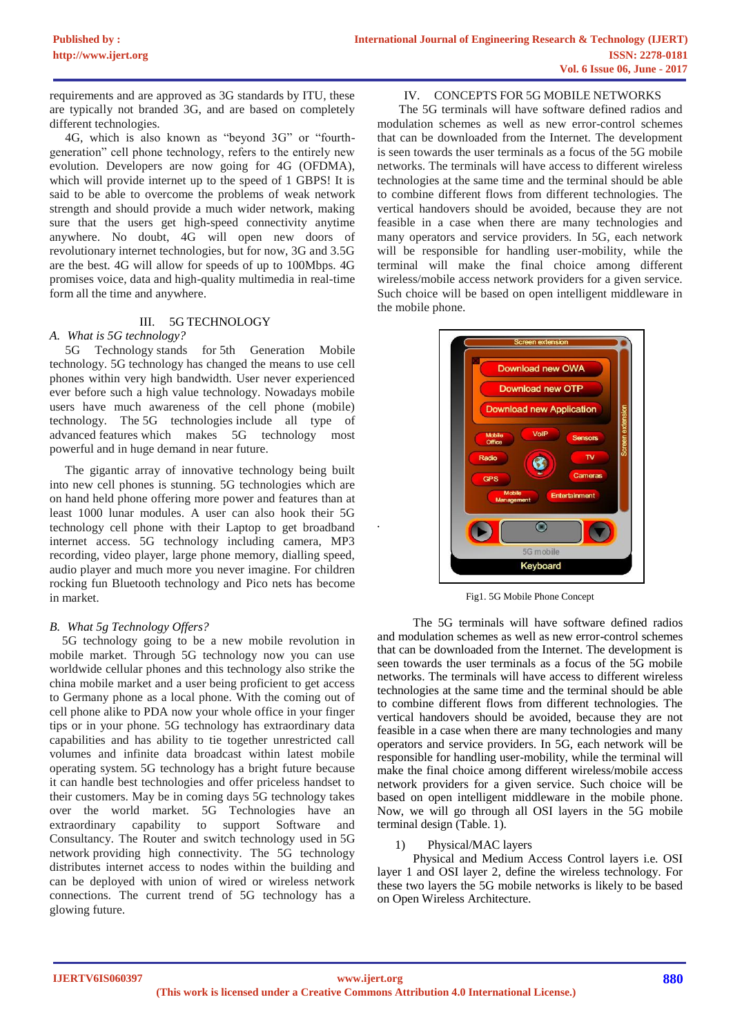requirements and are approved as 3G standards by ITU, these are typically not branded 3G, and are based on completely different technologies.

4G, which is also known as "beyond 3G" or "fourth-generation" cell phone technology, refers to the entirely new evolution. Developers are now going for 4G (OFDMA), which will provide internet up to the speed of 1 GBPS! It is said to be able to overcome the problems of weak network strength and should provide a much wider network, making sure that the users get high-speed connectivity anytime anywhere. No doubt, 4G will open new doors of revolutionary internet technologies, but for now, 3G and 3.5G are the best. 4G will allow for speeds of up to 100Mbps. 4G promises voice, data and high-quality multimedia in real-time form all the time and anywhere.

## III. 5G TECHNOLOGY

### *A. What is 5G technology?*

5G Technology stands for 5th Generation Mobile technology. 5G technology has changed the means to use cell phones within very high bandwidth. User never experienced ever before such a high value technology. Nowadays mobile users have much awareness of the cell phone (mobile) technology. The 5G technologies include all type of advanced features which makes 5G technology most powerful and in huge demand in near future.

The gigantic array of innovative technology being built into new cell phones is stunning. 5G technologies which are on hand held phone offering more power and features than at least 1000 lunar modules. A user can also hook their 5G technology cell phone with their Laptop to get broadband internet access. 5G technology including camera, MP3 recording, video player, large phone memory, dialling speed, audio player and much more you never imagine. For children rocking fun Bluetooth technology and Pico nets has become in market.

### *B. What 5g Technology Offers?*

5G technology going to be a new mobile revolution in mobile market. Through 5G technology now you can use worldwide cellular phones and this technology also strike the china mobile market and a user being proficient to get access to Germany phone as a local phone. With the coming out of cell phone alike to PDA now your whole office in your finger tips or in your phone. 5G technology has extraordinary data capabilities and has ability to tie together unrestricted call volumes and infinite data broadcast within latest mobile operating system. 5G technology has a bright future because it can handle best technologies and offer priceless handset to their customers. May be in coming days 5G technology takes over the world market. 5G Technologies have an extraordinary capability to support Software and Consultancy. The Router and switch technology used in 5G network providing high connectivity. The 5G technology distributes internet access to nodes within the building and can be deployed with union of wired or wireless network connections. The current trend of 5G technology has a glowing future.

## IV. CONCEPTS FOR 5G MOBILE NETWORKS

The 5G terminals will have software defined radios and modulation schemes as well as new error-control schemes that can be downloaded from the Internet. The development is seen towards the user terminals as a focus of the 5G mobile networks. The terminals will have access to different wireless technologies at the same time and the terminal should be able to combine different flows from different technologies. The vertical handovers should be avoided, because they are not feasible in a case when there are many technologies and many operators and service providers. In 5G, each network will be responsible for handling user-mobility, while the terminal will make the final choice among different wireless/mobile access network providers for a given service. Such choice will be based on open intelligent middleware in the mobile phone.

Fig1. 5G Mobile Phone Concept

The 5G terminals will have software defined radios and modulation schemes as well as new error-control schemes that can be downloaded from the Internet. The development is seen towards the user terminals as a focus of the 5G mobile networks. The terminals will have access to different wireless technologies at the same time and the terminal should be able to combine different flows from different technologies. The vertical handovers should be avoided, because they are not feasible in a case when there are many technologies and many operators and service providers. In 5G, each network will be responsible for handling user-mobility, while the terminal will make the final choice among different wireless/mobile access network providers for a given service. Such choice will be based on open intelligent middleware in the mobile phone. Now, we will go through all OSI layers in the 5G mobile terminal design (Table. 1).

1) Physical/MAC layers

Physical and Medium Access Control layers i.e. OSI layer 1 and OSI layer 2, define the wireless technology. For these two layers the 5G mobile networks is likely to be based on Open Wireless Architecture.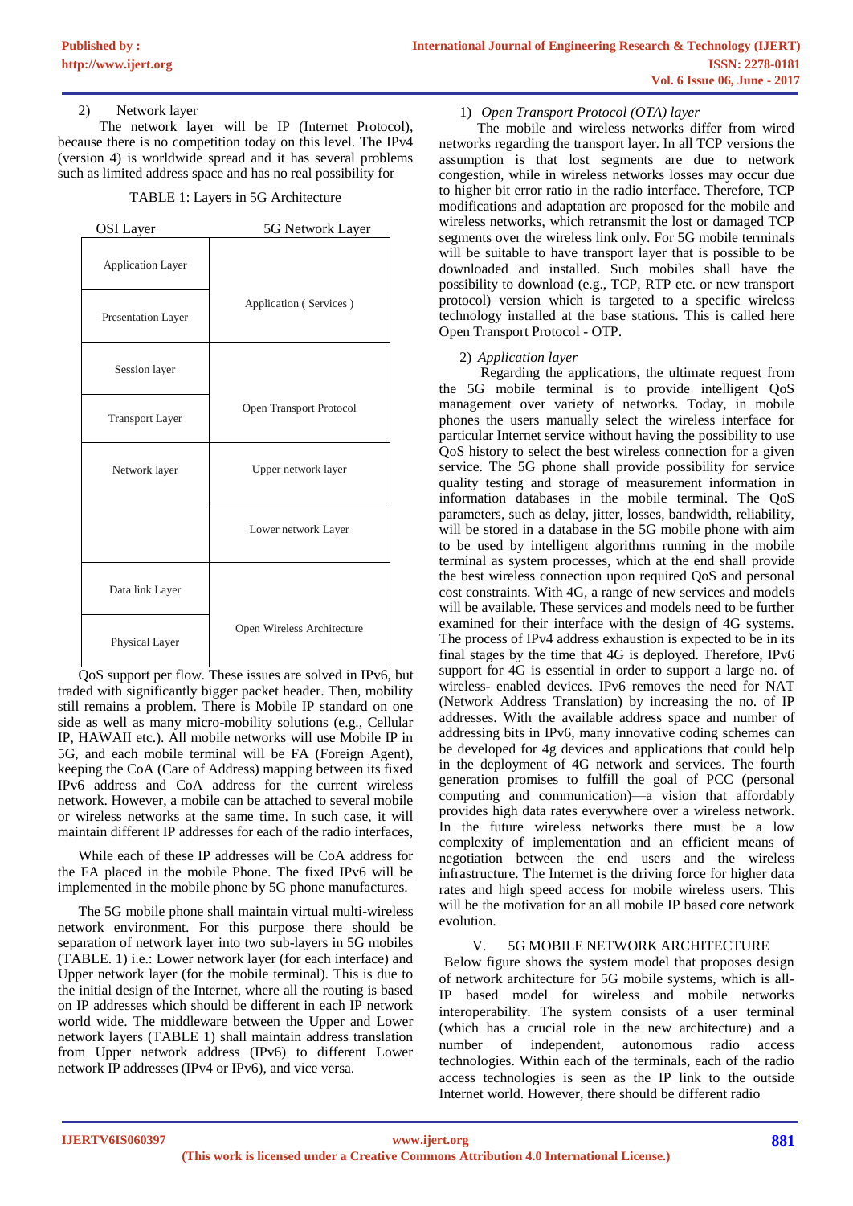2) Network layer

The network layer will be IP (Internet Protocol), because there is no competition today on this level. The IPv4 (version 4) is worldwide spread and it has several problems such as limited address space and has no real possibility for QoS support per flow. These issues are solved in IPv6, but traded with significantly bigger packet header. Then, mobility still remains a problem. There is Mobile IP standard on one side as well as many micro-mobility solutions (e.g., Cellular IP, HAWAII etc.). All mobile networks will use Mobile IP in 5G, and each mobile terminal will be FA (Foreign Agent), keeping the CoA (Care of Address) mapping between its fixed IPv6 address and CoA address for the current wireless network. However, a mobile can be attached to several mobile or wireless networks at the same time. In such case, it will maintain different IP addresses for each of the radio interfaces,

TABLE 1: Layers in 5G Architecture

| OSI Layer | 5G Network Layer |
|---|---|
| Application Layer | Application ( Services ) |
| Presentation Layer | |
| Session layer | Open Transport Protocol |
| Transport Layer | |
| Network layer | Upper network layer |
| | Lower network Layer |
| Data link Layer | Open Wireless Architecture |
| Physical Layer | |

While each of these IP addresses will be CoA address for the FA placed in the mobile Phone. The fixed IPv6 will be implemented in the mobile phone by 5G phone manufactures.

The 5G mobile phone shall maintain virtual multi-wireless network environment. For this purpose there should be separation of network layer into two sub-layers in 5G mobiles (TABLE. 1) i.e.: Lower network layer (for each interface) and Upper network layer (for the mobile terminal). This is due to the initial design of the Internet, where all the routing is based on IP addresses which should be different in each IP network world wide. The middleware between the Upper and Lower network layers (TABLE 1) shall maintain address translation from Upper network address (IPv6) to different Lower network IP addresses (IPv4 or IPv6), and vice versa.

1) *Open Transport Protocol (OTA) layer*

The mobile and wireless networks differ from wired networks regarding the transport layer. In all TCP versions the assumption is that lost segments are due to network congestion, while in wireless networks losses may occur due to higher bit error ratio in the radio interface. Therefore, TCP modifications and adaptation are proposed for the mobile and wireless networks, which retransmit the lost or damaged TCP segments over the wireless link only. For 5G mobile terminals will be suitable to have transport layer that is possible to be downloaded and installed. Such mobiles shall have the possibility to download (e.g., TCP, RTP etc. or new transport protocol) version which is targeted to a specific wireless technology installed at the base stations. This is called here Open Transport Protocol - OTP.

2) *Application layer*

Regarding the applications, the ultimate request from the 5G mobile terminal is to provide intelligent QoS management over variety of networks. Today, in mobile phones the users manually select the wireless interface for particular Internet service without having the possibility to use QoS history to select the best wireless connection for a given service. The 5G phone shall provide possibility for service quality testing and storage of measurement information in information databases in the mobile terminal. The QoS parameters, such as delay, jitter, losses, bandwidth, reliability, will be stored in a database in the 5G mobile phone with aim to be used by intelligent algorithms running in the mobile terminal as system processes, which at the end shall provide the best wireless connection upon required QoS and personal cost constraints. With 4G, a range of new services and models will be available. These services and models need to be further examined for their interface with the design of 4G systems. The process of IPv4 address exhaustion is expected to be in its final stages by the time that 4G is deployed. Therefore, IPv6 support for 4G is essential in order to support a large no. of wireless- enabled devices. IPv6 removes the need for NAT (Network Address Translation) by increasing the no. of IP addresses. With the available address space and number of addressing bits in IPv6, many innovative coding schemes can be developed for 4g devices and applications that could help in the deployment of 4G network and services. The fourth generation promises to fulfill the goal of PCC (personal computing and communication)—a vision that affordably provides high data rates everywhere over a wireless network. In the future wireless networks there must be a low complexity of implementation and an efficient means of negotiation between the end users and the wireless infrastructure. The Internet is the driving force for higher data rates and high speed access for mobile wireless users. This will be the motivation for an all mobile IP based core network evolution.

## V. 5G MOBILE NETWORK ARCHITECTURE

Below figure shows the system model that proposes design of network architecture for 5G mobile systems, which is all-IP based model for wireless and mobile networks interoperability. The system consists of a user terminal (which has a crucial role in the new architecture) and a number of independent, autonomous radio access technologies. Within each of the terminals, each of the radio access technologies is seen as the IP link to the outside Internet world. However, there should be different radio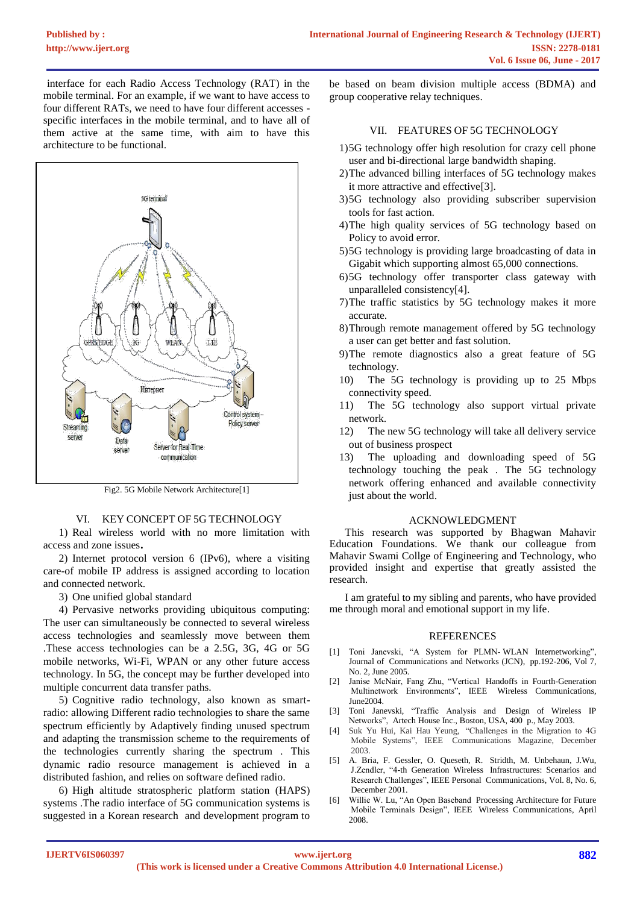interface for each Radio Access Technology (RAT) in the mobile terminal. For an example, if we want to have access to four different RATs, we need to have four different accesses - specific interfaces in the mobile terminal, and to have all of them active at the same time, with aim to have this architecture to be functional.

Fig2. 5G Mobile Network Architecture[1]

## VI. KEY CONCEPT OF 5G TECHNOLOGY

1) Real wireless world with no more limitation with access and zone issues.

2) Internet protocol version 6 (IPv6), where a visiting care-of mobile IP address is assigned according to location and connected network.

3) One unified global standard

4) Pervasive networks providing ubiquitous computing: The user can simultaneously be connected to several wireless access technologies and seamlessly move between them .These access technologies can be a 2.5G, 3G, 4G or 5G mobile networks, Wi-Fi, WPAN or any other future access technology. In 5G, the concept may be further developed into multiple concurrent data transfer paths.

5) Cognitive radio technology, also known as smart-radio: allowing Different radio technologies to share the same spectrum efficiently by Adaptively finding unused spectrum and adapting the transmission scheme to the requirements of the technologies currently sharing the spectrum . This dynamic radio resource management is achieved in a distributed fashion, and relies on software defined radio.

6) High altitude stratospheric platform station (HAPS) systems .The radio interface of 5G communication systems is suggested in a Korean research and development program to be based on beam division multiple access (BDMA) and group cooperative relay techniques.

## VII. FEATURES OF 5G TECHNOLOGY

1) 5G technology offer high resolution for crazy cell phone user and bi-directional large bandwidth shaping.
2) The advanced billing interfaces of 5G technology makes it more attractive and effective[3].
3) 5G technology also providing subscriber supervision tools for fast action.
4) The high quality services of 5G technology based on Policy to avoid error.
5) 5G technology is providing large broadcasting of data in Gigabit which supporting almost 65,000 connections.
6) 5G technology offer transporter class gateway with unparalleled consistency[4].
7) The traffic statistics by 5G technology makes it more accurate.
8) Through remote management offered by 5G technology a user can get better and fast solution.
9) The remote diagnostics also a great feature of 5G technology.
10) The 5G technology is providing up to 25 Mbps connectivity speed.
11) The 5G technology also support virtual private network.
12) The new 5G technology will take all delivery service out of business prospect
13) The uploading and downloading speed of 5G technology touching the peak . The 5G technology network offering enhanced and available connectivity just about the world.

## ACKNOWLEDGMENT

This research was supported by Bhagwan Mahavir Education Foundations. We thank our colleague from Mahavir Swami Collge of Engineering and Technology, who provided insight and expertise that greatly assisted the research.

I am grateful to my sibling and parents, who have provided me through moral and emotional support in my life.

## REFERENCES

[1] Toni Janevski, "A System for PLMN- WLAN Internetworking", Journal of Communications and Networks (JCN), pp.192-206, Vol 7, No. 2, June 2005.

[2] Janise McNair, Fang Zhu, "Vertical Handoffs in Fourth-Generation Multinetwork Environments", IEEE Wireless Communications, June2004.

[3] Toni Janevski, "Traffic Analysis and Design of Wireless IP Networks", Artech House Inc., Boston, USA, 400 p., May 2003.

[4] Suk Yu Hui, Kai Hau Yeung, "Challenges in the Migration to 4G Mobile Systems", IEEE Communications Magazine, December 2003.

[5] A. Bria, F. Gessler, O. Queseth, R. Stridth, M. Unbehaun, J.Wu, J.Zendler, "4-th Generation Wireless Infrastructures: Scenarios and Research Challenges", IEEE Personal Communications, Vol. 8, No. 6, December 2001.

[6] Willie W. Lu, "An Open Baseband Processing Architecture for Future Mobile Terminals Design", IEEE Wireless Communications, April 2008.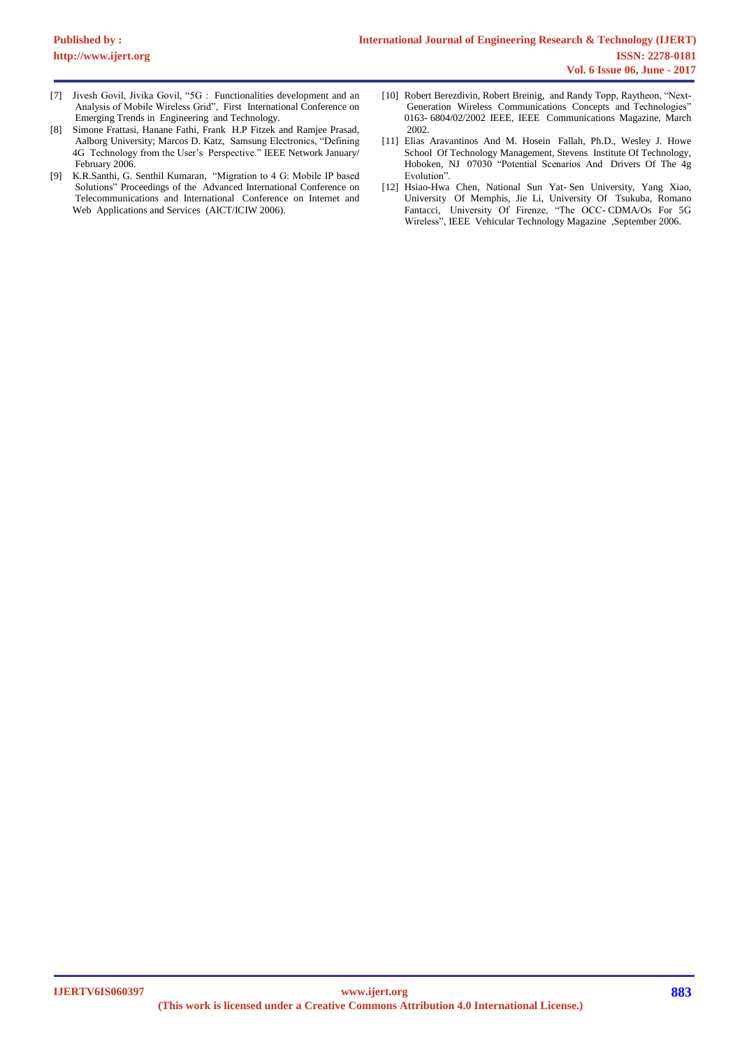[7] Jivesh Govil, Jivika Govil, "5G : Functionalities development and an Analysis of Mobile Wireless Grid", First International Conference on Emerging Trends in Engineering and Technology.

[8] Simone Frattasi, Hanane Fathi, Frank H.P Fitzek and Ramjee Prasad, Aalborg University; Marcos D. Katz, Samsung Electronics, "Defining 4G Technology from the User's Perspective." IEEE Network January/ February 2006.

[9] K.R.Santhi, G. Senthil Kumaran, "Migration to 4 G: Mobile IP based Solutions" Proceedings of the Advanced International Conference on Telecommunications and International Conference on Internet and Web Applications and Services (AICT/ICIW 2006).

[10] Robert Berezdivin, Robert Breinig, and Randy Topp, Raytheon, "Next-Generation Wireless Communications Concepts and Technologies" 0163- 6804/02/2002 IEEE, IEEE Communications Magazine, March 2002.

[11] Elias Aravantinos And M. Hosein Fallah, Ph.D., Wesley J. Howe School Of Technology Management, Stevens Institute Of Technology, Hoboken, NJ 07030 "Potential Scenarios And Drivers Of The 4g Evolution".

[12] Hsiao-Hwa Chen, National Sun Yat- Sen University, Yang Xiao, University Of Memphis, Jie Li, University Of Tsukuba, Romano Fantacci, University Of Firenze, "The OCC- CDMA/Os For 5G Wireless", IEEE Vehicular Technology Magazine ,September 2006.